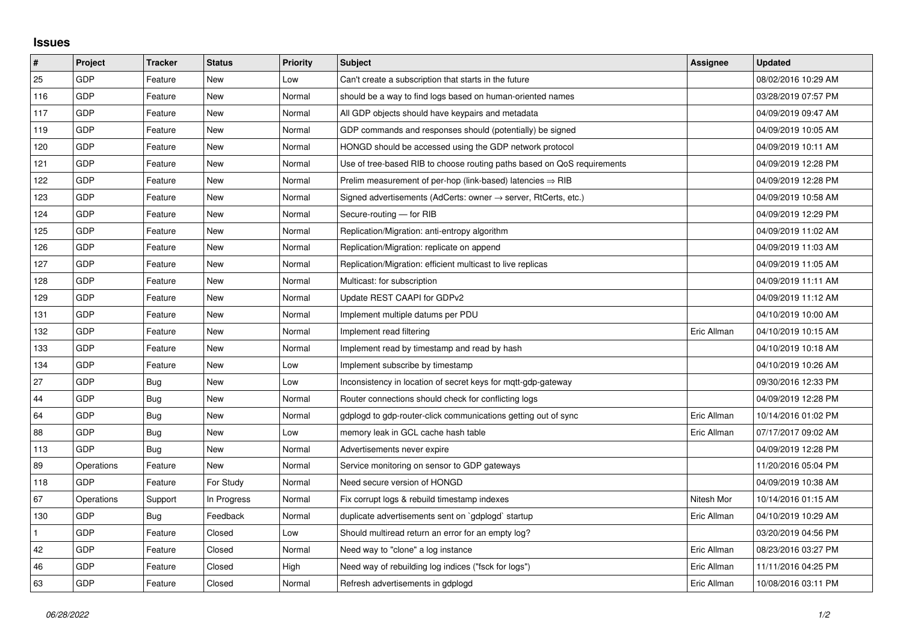## Issues

| # | Project | Tracker | Status | Priority | Subject | Assignee | Updated |
|---|---|---|---|---|---|---|---|
| 25 | GDP | Feature | New | Low | Can't create a subscription that starts in the future | | 08/02/2016 10:29 AM |
| 116 | GDP | Feature | New | Normal | should be a way to find logs based on human-oriented names | | 03/28/2019 07:57 PM |
| 117 | GDP | Feature | New | Normal | All GDP objects should have keypairs and metadata | | 04/09/2019 09:47 AM |
| 119 | GDP | Feature | New | Normal | GDP commands and responses should (potentially) be signed | | 04/09/2019 10:05 AM |
| 120 | GDP | Feature | New | Normal | HONGD should be accessed using the GDP network protocol | | 04/09/2019 10:11 AM |
| 121 | GDP | Feature | New | Normal | Use of tree-based RIB to choose routing paths based on QoS requirements | | 04/09/2019 12:28 PM |
| 122 | GDP | Feature | New | Normal | Prelim measurement of per-hop (link-based) latencies ⇒ RIB | | 04/09/2019 12:28 PM |
| 123 | GDP | Feature | New | Normal | Signed advertisements (AdCerts: owner → server, RtCerts, etc.) | | 04/09/2019 10:58 AM |
| 124 | GDP | Feature | New | Normal | Secure-routing — for RIB | | 04/09/2019 12:29 PM |
| 125 | GDP | Feature | New | Normal | Replication/Migration: anti-entropy algorithm | | 04/09/2019 11:02 AM |
| 126 | GDP | Feature | New | Normal | Replication/Migration: replicate on append | | 04/09/2019 11:03 AM |
| 127 | GDP | Feature | New | Normal | Replication/Migration: efficient multicast to live replicas | | 04/09/2019 11:05 AM |
| 128 | GDP | Feature | New | Normal | Multicast: for subscription | | 04/09/2019 11:11 AM |
| 129 | GDP | Feature | New | Normal | Update REST CAAPI for GDPv2 | | 04/09/2019 11:12 AM |
| 131 | GDP | Feature | New | Normal | Implement multiple datums per PDU | | 04/10/2019 10:00 AM |
| 132 | GDP | Feature | New | Normal | Implement read filtering | Eric Allman | 04/10/2019 10:15 AM |
| 133 | GDP | Feature | New | Normal | Implement read by timestamp and read by hash | | 04/10/2019 10:18 AM |
| 134 | GDP | Feature | New | Low | Implement subscribe by timestamp | | 04/10/2019 10:26 AM |
| 27 | GDP | Bug | New | Low | Inconsistency in location of secret keys for mqtt-gdp-gateway | | 09/30/2016 12:33 PM |
| 44 | GDP | Bug | New | Normal | Router connections should check for conflicting logs | | 04/09/2019 12:28 PM |
| 64 | GDP | Bug | New | Normal | gdplogd to gdp-router-click communications getting out of sync | Eric Allman | 10/14/2016 01:02 PM |
| 88 | GDP | Bug | New | Low | memory leak in GCL cache hash table | Eric Allman | 07/17/2017 09:02 AM |
| 113 | GDP | Bug | New | Normal | Advertisements never expire | | 04/09/2019 12:28 PM |
| 89 | Operations | Feature | New | Normal | Service monitoring on sensor to GDP gateways | | 11/20/2016 05:04 PM |
| 118 | GDP | Feature | For Study | Normal | Need secure version of HONGD | | 04/09/2019 10:38 AM |
| 67 | Operations | Support | In Progress | Normal | Fix corrupt logs & rebuild timestamp indexes | Nitesh Mor | 10/14/2016 01:15 AM |
| 130 | GDP | Bug | Feedback | Normal | duplicate advertisements sent on `gdplogd` startup | Eric Allman | 04/10/2019 10:29 AM |
| 1 | GDP | Feature | Closed | Low | Should multiread return an error for an empty log? | | 03/20/2019 04:56 PM |
| 42 | GDP | Feature | Closed | Normal | Need way to "clone" a log instance | Eric Allman | 08/23/2016 03:27 PM |
| 46 | GDP | Feature | Closed | High | Need way of rebuilding log indices ("fsck for logs") | Eric Allman | 11/11/2016 04:25 PM |
| 63 | GDP | Feature | Closed | Normal | Refresh advertisements in gdplogd | Eric Allman | 10/08/2016 03:11 PM |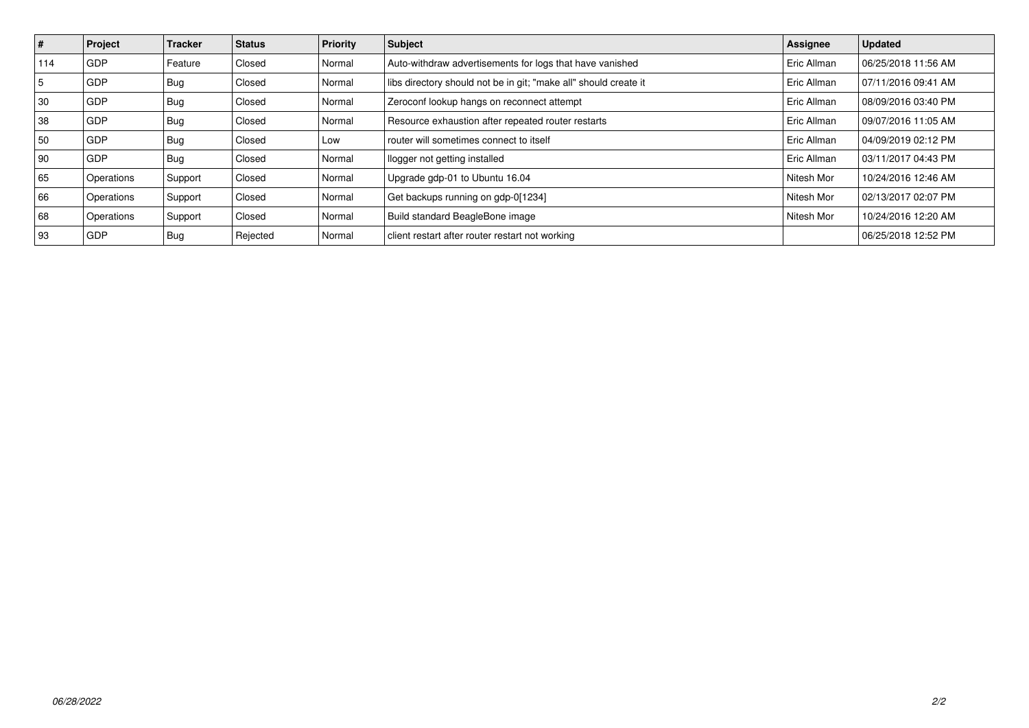| # | Project | Tracker | Status | Priority | Subject | Assignee | Updated |
|---|---|---|---|---|---|---|---|
| 114 | GDP | Feature | Closed | Normal | Auto-withdraw advertisements for logs that have vanished | Eric Allman | 06/25/2018 11:56 AM |
| 5 | GDP | Bug | Closed | Normal | libs directory should not be in git; "make all" should create it | Eric Allman | 07/11/2016 09:41 AM |
| 30 | GDP | Bug | Closed | Normal | Zeroconf lookup hangs on reconnect attempt | Eric Allman | 08/09/2016 03:40 PM |
| 38 | GDP | Bug | Closed | Normal | Resource exhaustion after repeated router restarts | Eric Allman | 09/07/2016 11:05 AM |
| 50 | GDP | Bug | Closed | Low | router will sometimes connect to itself | Eric Allman | 04/09/2019 02:12 PM |
| 90 | GDP | Bug | Closed | Normal | llogger not getting installed | Eric Allman | 03/11/2017 04:43 PM |
| 65 | Operations | Support | Closed | Normal | Upgrade gdp-01 to Ubuntu 16.04 | Nitesh Mor | 10/24/2016 12:46 AM |
| 66 | Operations | Support | Closed | Normal | Get backups running on gdp-0[1234] | Nitesh Mor | 02/13/2017 02:07 PM |
| 68 | Operations | Support | Closed | Normal | Build standard BeagleBone image | Nitesh Mor | 10/24/2016 12:20 AM |
| 93 | GDP | Bug | Rejected | Normal | client restart after router restart not working | | 06/25/2018 12:52 PM |